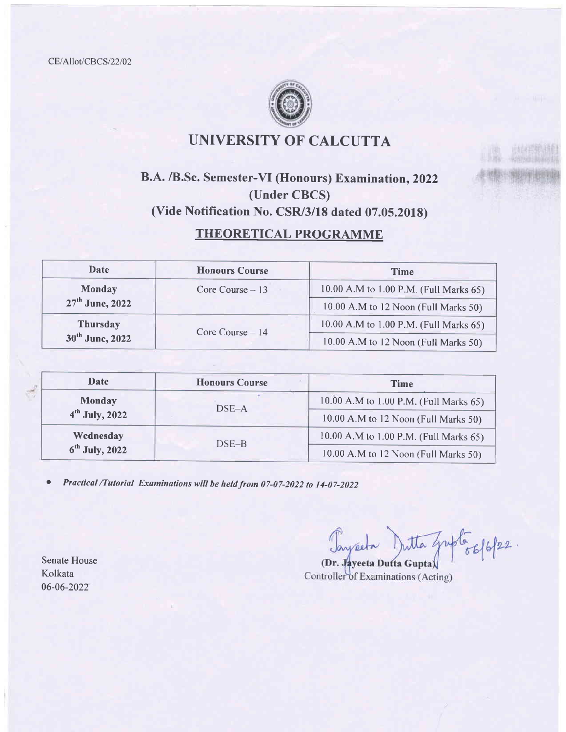CE/Allot/CBCS/22/02

# UNIVERSITY OF CALCUTTA

## B.A. /B.Sc. Semester-VI (Honours) Examination, 2022
## (Under CBCS)
## (Vide Notification No. CSR/3/18 dated 07.05.2018)

### THEORETICAL PROGRAMME

| Date | Honours Course | Time |
|---|---|---|
| **Monday 27th June, 2022** | Core Course – 13 | 10.00 A.M to 1.00 P.M. (Full Marks 65) |
| | | 10.00 A.M to 12 Noon (Full Marks 50) |
| **Thursday 30th June, 2022** | Core Course – 14 | 10.00 A.M to 1.00 P.M. (Full Marks 65) |
| | | 10.00 A.M to 12 Noon (Full Marks 50) |

| Date | Honours Course | Time |
|---|---|---|
| **Monday 4th July, 2022** | DSE–A | 10.00 A.M to 1.00 P.M. (Full Marks 65) |
| | | 10.00 A.M to 12 Noon (Full Marks 50) |
| **Wednesday 6th July, 2022** | DSE–B | 10.00 A.M to 1.00 P.M. (Full Marks 65) |
| | | 10.00 A.M to 12 Noon (Full Marks 50) |

- *Practical /Tutorial Examinations will be held from 07-07-2022 to 14-07-2022*

Jayeeta Dutta Gupta 06/6/22.

**(Dr. Jayeeta Dutta Gupta)**
Controller of Examinations (Acting)

Senate House
Kolkata
06-06-2022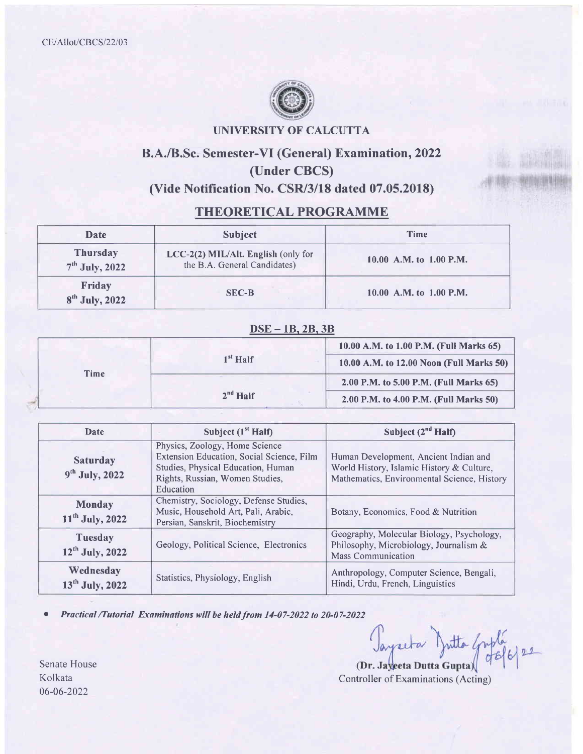CE/Allot/CBCS/22/03

# UNIVERSITY OF CALCUTTA

## B.A./B.Sc. Semester-VI (General) Examination, 2022
## (Under CBCS)
## (Vide Notification No. CSR/3/18 dated 07.05.2018)

### THEORETICAL PROGRAMME

| Date | Subject | Time |
|---|---|---|
| Thursday 7th July, 2022 | **LCC-2(2) MIL/Alt. English** (only for the B.A. General Candidates) | 10.00 A.M. to 1.00 P.M. |
| Friday 8th July, 2022 | SEC-B | 10.00 A.M. to 1.00 P.M. |

### DSE – 1B, 2B, 3B

| Time | | |
|---|---|---|
| Time | 1st Half | 10.00 A.M. to 1.00 P.M. (Full Marks 65) |
| | | 10.00 A.M. to 12.00 Noon (Full Marks 50) |
| | 2nd Half | 2.00 P.M. to 5.00 P.M. (Full Marks 65) |
| | | 2.00 P.M. to 4.00 P.M. (Full Marks 50) |

| Date | Subject (1st Half) | Subject (2nd Half) |
|---|---|---|
| Saturday 9th July, 2022 | Physics, Zoology, Home Science Extension Education, Social Science, Film Studies, Physical Education, Human Rights, Russian, Women Studies, Education | Human Development, Ancient Indian and World History, Islamic History & Culture, Mathematics, Environmental Science, History |
| Monday 11th July, 2022 | Chemistry, Sociology, Defense Studies, Music, Household Art, Pali, Arabic, Persian, Sanskrit, Biochemistry | Botany, Economics, Food & Nutrition |
| Tuesday 12th July, 2022 | Geology, Political Science, Electronics | Geography, Molecular Biology, Psychology, Philosophy, Microbiology, Journalism & Mass Communication |
| Wednesday 13th July, 2022 | Statistics, Physiology, English | Anthropology, Computer Science, Bengali, Hindi, Urdu, French, Linguistics |

- ***Practical /Tutorial Examinations will be held from 14-07-2022 to 20-07-2022***

Senate House
Kolkata
06-06-2022

(Dr. Jayeeta Dutta Gupta) 06/6/22
Controller of Examinations (Acting)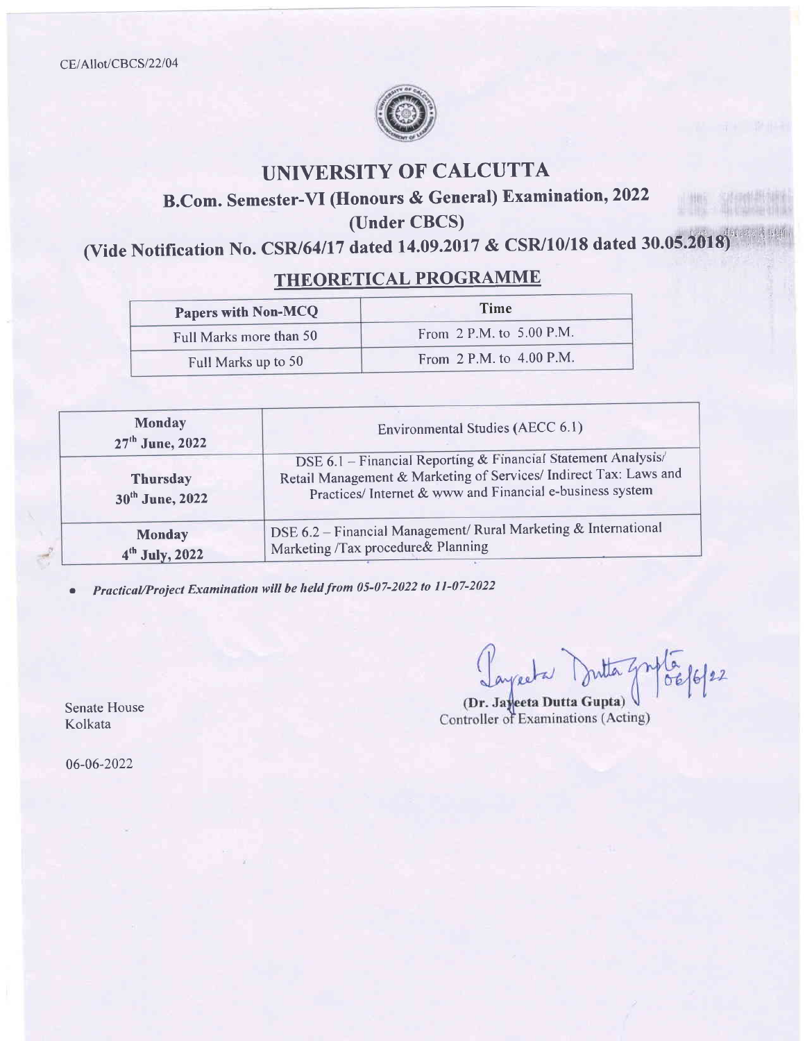CE/Allot/CBCS/22/04

# UNIVERSITY OF CALCUTTA

## B.Com. Semester-VI (Honours & General) Examination, 2022

## (Under CBCS)

## (Vide Notification No. CSR/64/17 dated 14.09.2017 & CSR/10/18 dated 30.05.2018)

## THEORETICAL PROGRAMME

| Papers with Non-MCQ | Time |
|---|---|
| Full Marks more than 50 | From 2 P.M. to 5.00 P.M. |
| Full Marks up to 50 | From 2 P.M. to 4.00 P.M. |

| | |
|---|---|
| **Monday** **27th June, 2022** | Environmental Studies (AECC 6.1) |
| **Thursday** **30th June, 2022** | DSE 6.1 – Financial Reporting & Financial Statement Analysis/ Retail Management & Marketing of Services/ Indirect Tax: Laws and Practices/ Internet & www and Financial e-business system |
| **Monday** **4th July, 2022** | DSE 6.2 – Financial Management/ Rural Marketing & International Marketing /Tax procedure& Planning |

- *Practical/Project Examination will be held from 05-07-2022 to 11-07-2022*

Jayeeta Dutta Gupta 06/6/22

(Dr. Jayeeta Dutta Gupta)
Controller of Examinations (Acting)

Senate House
Kolkata

06-06-2022